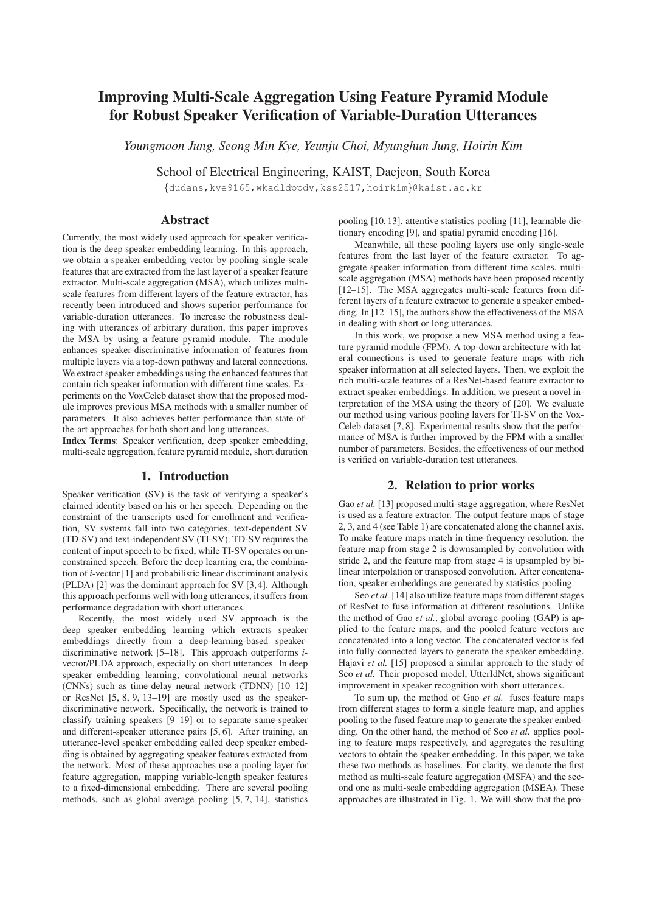# Improving Multi-Scale Aggregation Using Feature Pyramid Module for Robust Speaker Verification of Variable-Duration Utterances

*Youngmoon Jung, Seong Min Kye, Yeunju Choi, Myunghun Jung, Hoirin Kim*

School of Electrical Engineering, KAIST, Daejeon, South Korea

{dudans,kye9165,wkadldppdy,kss2517,hoirkim}@kaist.ac.kr

## Abstract

Currently, the most widely used approach for speaker verification is the deep speaker embedding learning. In this approach, we obtain a speaker embedding vector by pooling single-scale features that are extracted from the last layer of a speaker feature extractor. Multi-scale aggregation (MSA), which utilizes multi-scale features from different layers of the feature extractor, has recently been introduced and shows superior performance for variable-duration utterances. To increase the robustness dealing with utterances of arbitrary duration, this paper improves the MSA by using a feature pyramid module. The module enhances speaker-discriminative information of features from multiple layers via a top-down pathway and lateral connections. We extract speaker embeddings using the enhanced features that contain rich speaker information with different time scales. Experiments on the VoxCeleb dataset show that the proposed module improves previous MSA methods with a smaller number of parameters. It also achieves better performance than state-of-the-art approaches for both short and long utterances.

**Index Terms**: Speaker verification, deep speaker embedding, multi-scale aggregation, feature pyramid module, short duration

## 1. Introduction

Speaker verification (SV) is the task of verifying a speaker's claimed identity based on his or her speech. Depending on the constraint of the transcripts used for enrollment and verification, SV systems fall into two categories, text-dependent SV (TD-SV) and text-independent SV (TI-SV). TD-SV requires the content of input speech to be fixed, while TI-SV operates on unconstrained speech. Before the deep learning era, the combination of *i*-vector [1] and probabilistic linear discriminant analysis (PLDA) [2] was the dominant approach for SV [3, 4]. Although this approach performs well with long utterances, it suffers from performance degradation with short utterances.

Recently, the most widely used SV approach is the deep speaker embedding learning which extracts speaker embeddings directly from a deep-learning-based speaker-discriminative network [5–18]. This approach outperforms *i*-vector/PLDA approach, especially on short utterances. In deep speaker embedding learning, convolutional neural networks (CNNs) such as time-delay neural network (TDNN) [10–12] or ResNet [5, 8, 9, 13–19] are mostly used as the speaker-discriminative network. Specifically, the network is trained to classify training speakers [9–19] or to separate same-speaker and different-speaker utterance pairs [5, 6]. After training, an utterance-level speaker embedding called deep speaker embedding is obtained by aggregating speaker features extracted from the network. Most of these approaches use a pooling layer for feature aggregation, mapping variable-length speaker features to a fixed-dimensional embedding. There are several pooling methods, such as global average pooling [5, 7, 14], statistics pooling [10, 13], attentive statistics pooling [11], learnable dictionary encoding [9], and spatial pyramid encoding [16].

Meanwhile, all these pooling layers use only single-scale features from the last layer of the feature extractor. To aggregate speaker information from different time scales, multi-scale aggregation (MSA) methods have been proposed recently [12–15]. The MSA aggregates multi-scale features from different layers of a feature extractor to generate a speaker embedding. In [12–15], the authors show the effectiveness of the MSA in dealing with short or long utterances.

In this work, we propose a new MSA method using a feature pyramid module (FPM). A top-down architecture with lateral connections is used to generate feature maps with rich speaker information at all selected layers. Then, we exploit the rich multi-scale features of a ResNet-based feature extractor to extract speaker embeddings. In addition, we present a novel interpretation of the MSA using the theory of [20]. We evaluate our method using various pooling layers for TI-SV on the VoxCeleb dataset [7, 8]. Experimental results show that the performance of MSA is further improved by the FPM with a smaller number of parameters. Besides, the effectiveness of our method is verified on variable-duration test utterances.

## 2. Relation to prior works

Gao *et al.* [13] proposed multi-stage aggregation, where ResNet is used as a feature extractor. The output feature maps of stage 2, 3, and 4 (see Table 1) are concatenated along the channel axis. To make feature maps match in time-frequency resolution, the feature map from stage 2 is downsampled by convolution with stride 2, and the feature map from stage 4 is upsampled by bilinear interpolation or transposed convolution. After concatenation, speaker embeddings are generated by statistics pooling.

Seo *et al.* [14] also utilize feature maps from different stages of ResNet to fuse information at different resolutions. Unlike the method of Gao *et al.*, global average pooling (GAP) is applied to the feature maps, and the pooled feature vectors are concatenated into a long vector. The concatenated vector is fed into fully-connected layers to generate the speaker embedding. Hajavi *et al.* [15] proposed a similar approach to the study of Seo *et al.* Their proposed model, UtterIdNet, shows significant improvement in speaker recognition with short utterances.

To sum up, the method of Gao *et al.* fuses feature maps from different stages to form a single feature map, and applies pooling to the fused feature map to generate the speaker embedding. On the other hand, the method of Seo *et al.* applies pooling to feature maps respectively, and aggregates the resulting vectors to obtain the speaker embedding. In this paper, we take these two methods as baselines. For clarity, we denote the first method as multi-scale feature aggregation (MSFA) and the second one as multi-scale embedding aggregation (MSEA). These approaches are illustrated in Fig. 1. We will show that the pro-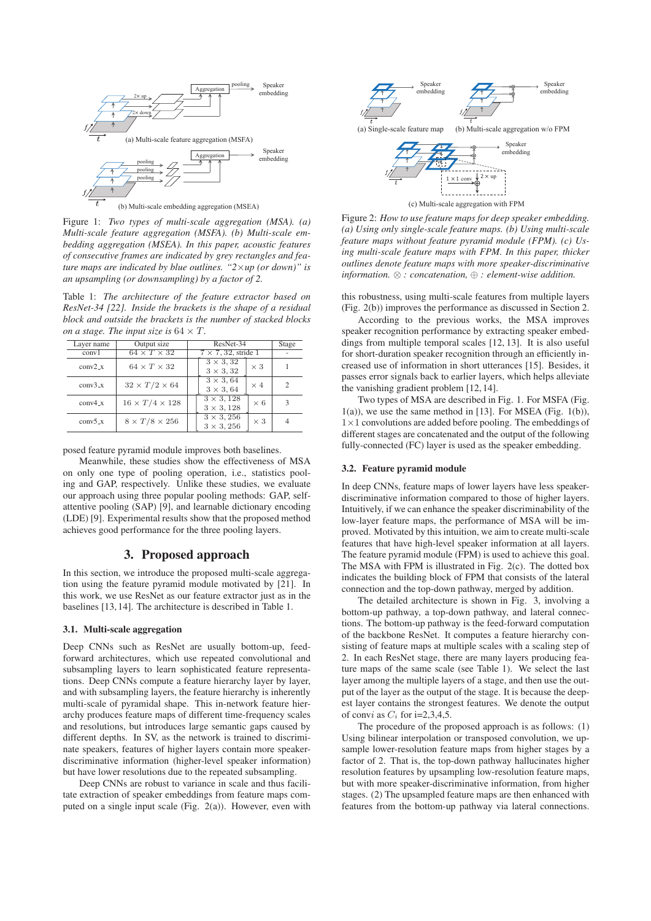(a) Multi-scale feature aggregation (MSFA)

(b) Multi-scale embedding aggregation (MSEA)

Figure 1: *Two types of multi-scale aggregation (MSA). (a) Multi-scale feature aggregation (MSFA). (b) Multi-scale embedding aggregation (MSEA). In this paper, acoustic features of consecutive frames are indicated by grey rectangles and feature maps are indicated by blue outlines. "2×up (or down)" is an upsampling (or downsampling) by a factor of 2.*

Table 1: *The architecture of the feature extractor based on ResNet-34 [22]. Inside the brackets is the shape of a residual block and outside the brackets is the number of stacked blocks on a stage. The input size is* $64 \times T$.

| Layer name | Output size | ResNet-34 | Stage |
|---|---|---|---|
| conv1 | $64 \times T \times 32$ | $7 \times 7, 32$, stride 1 | - |
| conv2_x | $64 \times T \times 32$ | $\begin{bmatrix} 3 \times 3, 32 \\ 3 \times 3, 32 \end{bmatrix} \times 3$ | 1 |
| conv3_x | $32 \times T/2 \times 64$ | $\begin{bmatrix} 3 \times 3, 64 \\ 3 \times 3, 64 \end{bmatrix} \times 4$ | 2 |
| conv4_x | $16 \times T/4 \times 128$ | $\begin{bmatrix} 3 \times 3, 128 \\ 3 \times 3, 128 \end{bmatrix} \times 6$ | 3 |
| conv5_x | $8 \times T/8 \times 256$ | $\begin{bmatrix} 3 \times 3, 256 \\ 3 \times 3, 256 \end{bmatrix} \times 3$ | 4 |

posed feature pyramid module improves both baselines.

Meanwhile, these studies show the effectiveness of MSA on only one type of pooling operation, i.e., statistics pooling and GAP, respectively. Unlike these studies, we evaluate our approach using three popular pooling methods: GAP, self-attentive pooling (SAP) [9], and learnable dictionary encoding (LDE) [9]. Experimental results show that the proposed method achieves good performance for the three pooling layers.

## 3. Proposed approach

In this section, we introduce the proposed multi-scale aggregation using the feature pyramid module motivated by [21]. In this work, we use ResNet as our feature extractor just as in the baselines [13, 14]. The architecture is described in Table 1.

### 3.1. Multi-scale aggregation

Deep CNNs such as ResNet are usually bottom-up, feed-forward architectures, which use repeated convolutional and subsampling layers to learn sophisticated feature representations. Deep CNNs compute a feature hierarchy layer by layer, and with subsampling layers, the feature hierarchy is inherently multi-scale of pyramidal shape. This in-network feature hierarchy produces feature maps of different time-frequency scales and resolutions, but introduces large semantic gaps caused by different depths. In SV, as the network is trained to discriminate speakers, features of higher layers contain more speaker-discriminative information (higher-level speaker information) but have lower resolutions due to the repeated subsampling.

Deep CNNs are robust to variance in scale and thus facilitate extraction of speaker embeddings from feature maps computed on a single input scale (Fig. 2(a)). However, even with this robustness, using multi-scale features from multiple layers (Fig. 2(b)) improves the performance as discussed in Section 2.

(a) Single-scale feature map  (b) Multi-scale aggregation w/o FPM

(c) Multi-scale aggregation with FPM

Figure 2: *How to use feature maps for deep speaker embedding. (a) Using only single-scale feature maps. (b) Using multi-scale feature maps without feature pyramid module (FPM). (c) Using multi-scale feature maps with FPM. In this paper, thicker outlines denote feature maps with more speaker-discriminative information.* $\otimes$ *: concatenation,* $\oplus$ *: element-wise addition.*

According to the previous works, the MSA improves speaker recognition performance by extracting speaker embeddings from multiple temporal scales [12, 13]. It is also useful for short-duration speaker recognition through an efficiently increased use of information in short utterances [15]. Besides, it passes error signals back to earlier layers, which helps alleviate the vanishing gradient problem [12, 14].

Two types of MSA are described in Fig. 1. For MSFA (Fig. 1(a)), we use the same method in [13]. For MSEA (Fig. 1(b)), $1\times1$ convolutions are added before pooling. The embeddings of different stages are concatenated and the output of the following fully-connected (FC) layer is used as the speaker embedding.

### 3.2. Feature pyramid module

In deep CNNs, feature maps of lower layers have less speaker-discriminative information compared to those of higher layers. Intuitively, if we can enhance the speaker discriminability of the low-layer feature maps, the performance of MSA will be improved. Motivated by this intuition, we aim to create multi-scale features that have high-level speaker information at all layers. The feature pyramid module (FPM) is used to achieve this goal. The MSA with FPM is illustrated in Fig. 2(c). The dotted box indicates the building block of FPM that consists of the lateral connection and the top-down pathway, merged by addition.

The detailed architecture is shown in Fig. 3, involving a bottom-up pathway, a top-down pathway, and lateral connections. The bottom-up pathway is the feed-forward computation of the backbone ResNet. It computes a feature hierarchy consisting of feature maps at multiple scales with a scaling step of 2. In each ResNet stage, there are many layers producing feature maps of the same scale (see Table 1). We select the last layer among the multiple layers of a stage, and then use the output of the layer as the output of the stage. It is because the deepest layer contains the strongest features. We denote the output of conv$i$ as $C_i$ for i=2,3,4,5.

The procedure of the proposed approach is as follows: (1) Using bilinear interpolation or transposed convolution, we upsample lower-resolution feature maps from higher stages by a factor of 2. That is, the top-down pathway hallucinates higher resolution features by upsampling low-resolution feature maps, but with more speaker-discriminative information, from higher stages. (2) The upsampled feature maps are then enhanced with features from the bottom-up pathway via lateral connections.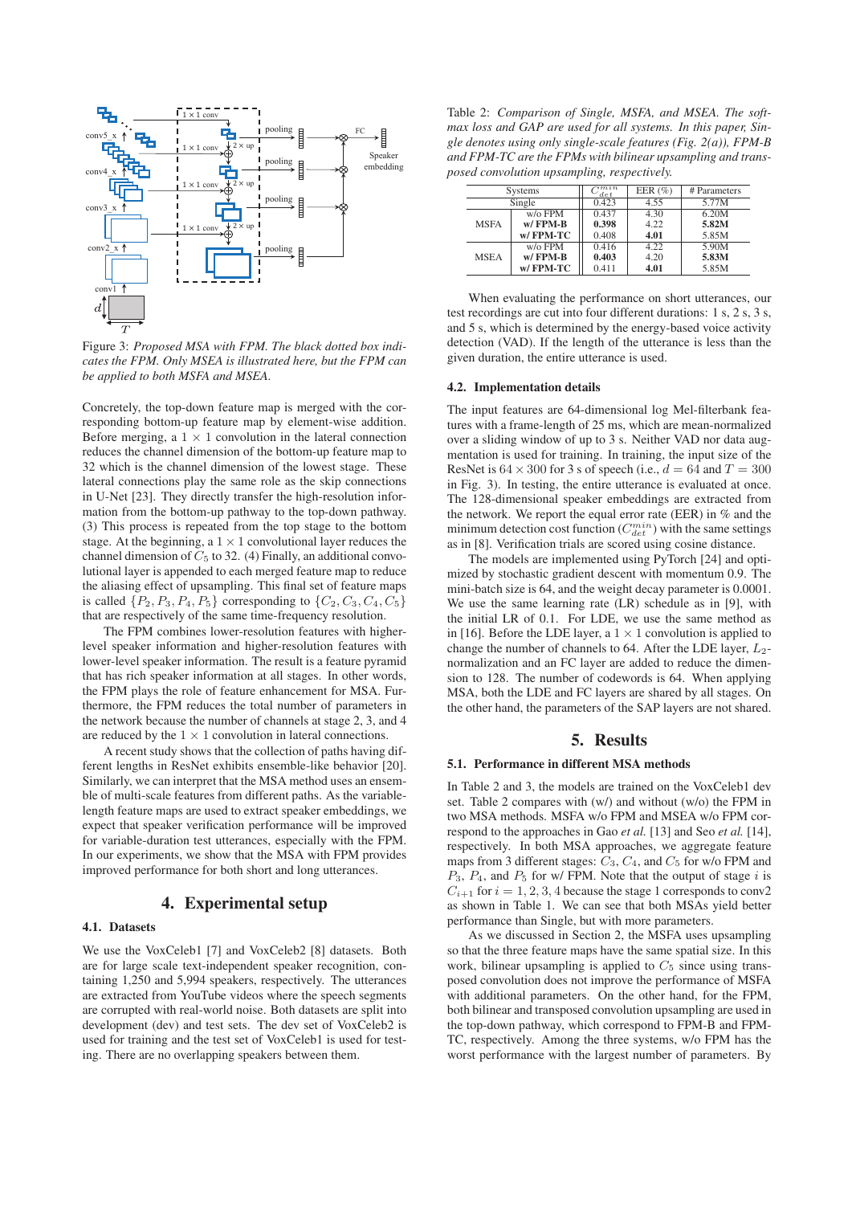Figure 3: *Proposed MSA with FPM. The black dotted box indicates the FPM. Only MSEA is illustrated here, but the FPM can be applied to both MSFA and MSEA.*

Concretely, the top-down feature map is merged with the corresponding bottom-up feature map by element-wise addition. Before merging, a $1 \times 1$ convolution in the lateral connection reduces the channel dimension of the bottom-up feature map to 32 which is the channel dimension of the lowest stage. These lateral connections play the same role as the skip connections in U-Net [23]. They directly transfer the high-resolution information from the bottom-up pathway to the top-down pathway. (3) This process is repeated from the top stage to the bottom stage. At the beginning, a $1 \times 1$ convolutional layer reduces the channel dimension of $C_5$ to 32. (4) Finally, an additional convolutional layer is appended to each merged feature map to reduce the aliasing effect of upsampling. This final set of feature maps is called $\{P_2, P_3, P_4, P_5\}$ corresponding to $\{C_2, C_3, C_4, C_5\}$ that are respectively of the same time-frequency resolution.

The FPM combines lower-resolution features with higher-level speaker information and higher-resolution features with lower-level speaker information. The result is a feature pyramid that has rich speaker information at all stages. In other words, the FPM plays the role of feature enhancement for MSA. Furthermore, the FPM reduces the total number of parameters in the network because the number of channels at stage 2, 3, and 4 are reduced by the $1 \times 1$ convolution in lateral connections.

A recent study shows that the collection of paths having different lengths in ResNet exhibits ensemble-like behavior [20]. Similarly, we can interpret that the MSA method uses an ensemble of multi-scale features from different paths. As the variable-length feature maps are used to extract speaker embeddings, we expect that speaker verification performance will be improved for variable-duration test utterances, especially with the FPM. In our experiments, we show that the MSA with FPM provides improved performance for both short and long utterances.

# 4. Experimental setup

## 4.1. Datasets

We use the VoxCeleb1 [7] and VoxCeleb2 [8] datasets. Both are for large scale text-independent speaker recognition, containing 1,250 and 5,994 speakers, respectively. The utterances are extracted from YouTube videos where the speech segments are corrupted with real-world noise. Both datasets are split into development (dev) and test sets. The dev set of VoxCeleb2 is used for training and the test set of VoxCeleb1 is used for testing. There are no overlapping speakers between them.

Table 2: *Comparison of Single, MSFA, and MSEA. The softmax loss and GAP are used for all systems. In this paper, Single denotes using only single-scale features (Fig. 2(a)), FPM-B and FPM-TC are the FPMs with bilinear upsampling and transposed convolution upsampling, respectively.*

| Systems | | $C_{det}^{min}$ | EER (%) | # Parameters |
|---|---|---|---|---|
| Single | | 0.423 | 4.55 | 5.77M |
| MSFA | w/o FPM | 0.437 | 4.30 | 6.20M |
| | **w/ FPM-B** | **0.398** | 4.22 | **5.82M** |
| | **w/ FPM-TC** | 0.408 | **4.01** | 5.85M |
| MSEA | w/o FPM | 0.416 | 4.22 | 5.90M |
| | **w/ FPM-B** | **0.403** | 4.20 | **5.83M** |
| | **w/ FPM-TC** | 0.411 | **4.01** | 5.85M |

When evaluating the performance on short utterances, our test recordings are cut into four different durations: 1 s, 2 s, 3 s, and 5 s, which is determined by the energy-based voice activity detection (VAD). If the length of the utterance is less than the given duration, the entire utterance is used.

## 4.2. Implementation details

The input features are 64-dimensional log Mel-filterbank features with a frame-length of 25 ms, which are mean-normalized over a sliding window of up to 3 s. Neither VAD nor data augmentation is used for training. In training, the input size of the ResNet is $64 \times 300$ for 3 s of speech (i.e., $d = 64$ and $T = 300$ in Fig. 3). In testing, the entire utterance is evaluated at once. The 128-dimensional speaker embeddings are extracted from the network. We report the equal error rate (EER) in % and the minimum detection cost function ($C_{det}^{min}$) with the same settings as in [8]. Verification trials are scored using cosine distance.

The models are implemented using PyTorch [24] and optimized by stochastic gradient descent with momentum 0.9. The mini-batch size is 64, and the weight decay parameter is 0.0001. We use the same learning rate (LR) schedule as in [9], with the initial LR of 0.1. For LDE, we use the same method as in [16]. Before the LDE layer, a $1 \times 1$ convolution is applied to change the number of channels to 64. After the LDE layer, $L_2$-normalization and an FC layer are added to reduce the dimension to 128. The number of codewords is 64. When applying MSA, both the LDE and FC layers are shared by all stages. On the other hand, the parameters of the SAP layers are not shared.

# 5. Results

## 5.1. Performance in different MSA methods

In Table 2 and 3, the models are trained on the VoxCeleb1 dev set. Table 2 compares with (w/) and without (w/o) the FPM in two MSA methods. MSFA w/o FPM and MSEA w/o FPM correspond to the approaches in Gao *et al.* [13] and Seo *et al.* [14], respectively. In both MSA approaches, we aggregate feature maps from 3 different stages: $C_3$, $C_4$, and $C_5$ for w/o FPM and $P_3$, $P_4$, and $P_5$ for w/ FPM. Note that the output of stage $i$ is $C_{i+1}$ for $i = 1, 2, 3, 4$ because the stage 1 corresponds to conv2 as shown in Table 1. We can see that both MSAs yield better performance than Single, but with more parameters.

As we discussed in Section 2, the MSFA uses upsampling so that the three feature maps have the same spatial size. In this work, bilinear upsampling is applied to $C_5$ since using transposed convolution does not improve the performance of MSFA with additional parameters. On the other hand, for the FPM, both bilinear and transposed convolution upsampling are used in the top-down pathway, which correspond to FPM-B and FPM-TC, respectively. Among the three systems, w/o FPM has the worst performance with the largest number of parameters. By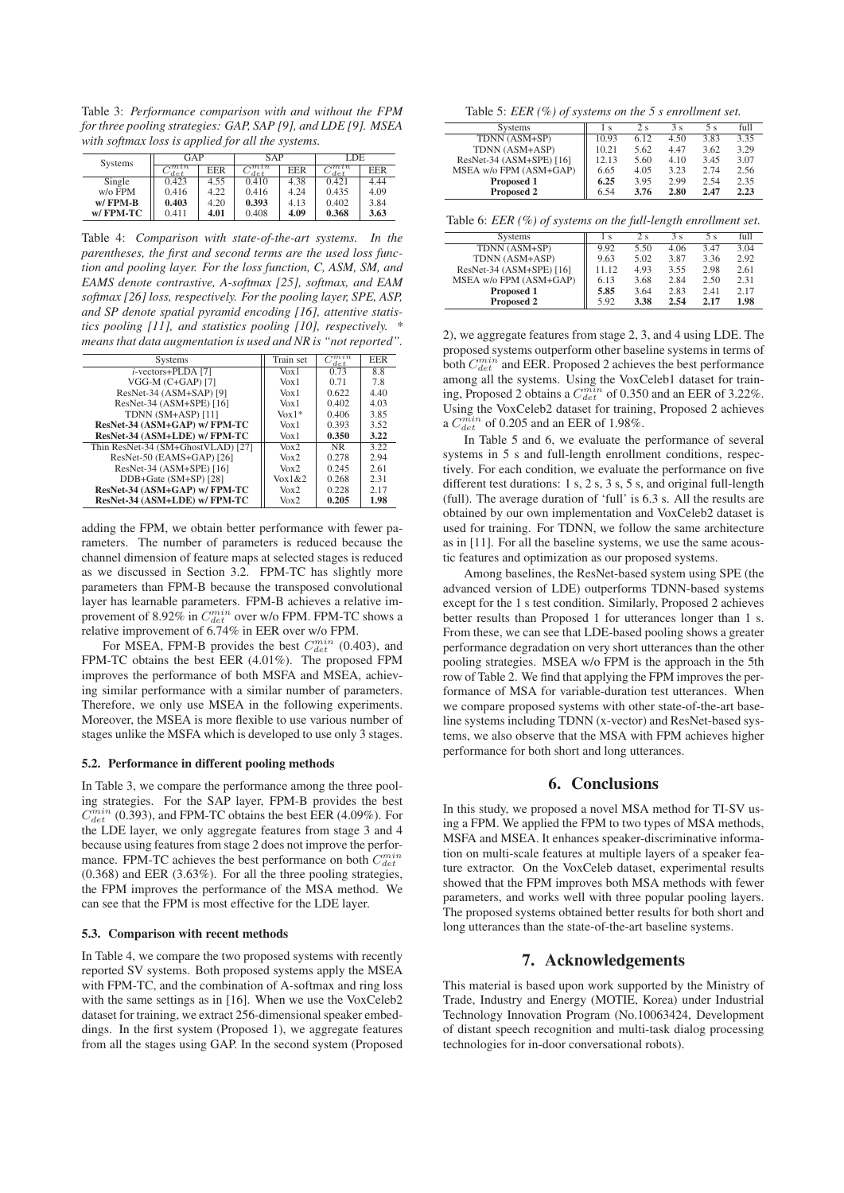Table 3: *Performance comparison with and without the FPM for three pooling strategies: GAP, SAP [9], and LDE [9]. MSEA with softmax loss is applied for all the systems.*

| Systems | GAP | | SAP | | LDE | |
|---|---|---|---|---|---|---|
| | $C_{det}^{min}$ | EER | $C_{det}^{min}$ | EER | $C_{det}^{min}$ | EER |
| Single | 0.423 | 4.55 | 0.410 | 4.38 | 0.421 | 4.44 |
| w/o FPM | 0.416 | 4.22 | 0.416 | 4.24 | 0.435 | 4.09 |
| **w/ FPM-B** | **0.403** | 4.20 | **0.393** | 4.13 | 0.402 | 3.84 |
| **w/ FPM-TC** | 0.411 | **4.01** | 0.408 | **4.09** | **0.368** | **3.63** |

Table 4: *Comparison with state-of-the-art systems. In the parentheses, the first and second terms are the used loss function and pooling layer. For the loss function, C, ASM, SM, and EAMS denote contrastive, A-softmax [25], softmax, and EAM softmax [26] loss, respectively. For the pooling layer, SPE, ASP, and SP denote spatial pyramid encoding [16], attentive statistics pooling [11], and statistics pooling [10], respectively. * means that data augmentation is used and NR is "not reported".*

| Systems | Train set | $C_{det}^{min}$ | EER |
|---|---|---|---|
| *i*-vectors+PLDA [7] | Vox1 | 0.73 | 8.8 |
| VGG-M (C+GAP) [7] | Vox1 | 0.71 | 7.8 |
| ResNet-34 (ASM+SAP) [9] | Vox1 | 0.622 | 4.40 |
| ResNet-34 (ASM+SPE) [16] | Vox1 | 0.402 | 4.03 |
| TDNN (SM+ASP) [11] | Vox1* | 0.406 | 3.85 |
| **ResNet-34 (ASM+GAP) w/ FPM-TC** | Vox1 | 0.393 | 3.52 |
| **ResNet-34 (ASM+LDE) w/ FPM-TC** | Vox1 | **0.350** | **3.22** |
| Thin ResNet-34 (SM+GhostVLAD) [27] | Vox2 | NR | 3.22 |
| ResNet-50 (EAMS+GAP) [26] | Vox2 | 0.278 | 2.94 |
| ResNet-34 (ASM+SPE) [16] | Vox2 | 0.245 | 2.61 |
| DDB+Gate (SM+SP) [28] | Vox1&2 | 0.268 | 2.31 |
| **ResNet-34 (ASM+GAP) w/ FPM-TC** | Vox2 | 0.228 | 2.17 |
| **ResNet-34 (ASM+LDE) w/ FPM-TC** | Vox2 | **0.205** | **1.98** |

adding the FPM, we obtain better performance with fewer parameters. The number of parameters is reduced because the channel dimension of feature maps at selected stages is reduced as we discussed in Section 3.2. FPM-TC has slightly more parameters than FPM-B because the transposed convolutional layer has learnable parameters. FPM-B achieves a relative improvement of 8.92% in $C_{det}^{min}$ over w/o FPM. FPM-TC shows a relative improvement of 6.74% in EER over w/o FPM.

For MSEA, FPM-B provides the best $C_{det}^{min}$ (0.403), and FPM-TC obtains the best EER (4.01%). The proposed FPM improves the performance of both MSFA and MSEA, achieving similar performance with a similar number of parameters. Therefore, we only use MSEA in the following experiments. Moreover, the MSEA is more flexible to use various number of stages unlike the MSFA which is developed to use only 3 stages.

### 5.2. Performance in different pooling methods

In Table 3, we compare the performance among the three pooling strategies. For the SAP layer, FPM-B provides the best $C_{det}^{min}$ (0.393), and FPM-TC obtains the best EER (4.09%). For the LDE layer, we only aggregate features from stage 3 and 4 because using features from stage 2 does not improve the performance. FPM-TC achieves the best performance on both $C_{det}^{min}$ (0.368) and EER (3.63%). For all the three pooling strategies, the FPM improves the performance of the MSA method. We can see that the FPM is most effective for the LDE layer.

### 5.3. Comparison with recent methods

In Table 4, we compare the two proposed systems with recently reported SV systems. Both proposed systems apply the MSEA with FPM-TC, and the combination of A-softmax and ring loss with the same settings as in [16]. When we use the VoxCeleb2 dataset for training, we extract 256-dimensional speaker embeddings. In the first system (Proposed 1), we aggregate features from all the stages using GAP. In the second system (Proposed 2), we aggregate features from stage 2, 3, and 4 using LDE. The proposed systems outperform other baseline systems in terms of both $C_{det}^{min}$ and EER. Proposed 2 achieves the best performance among all the systems. Using the VoxCeleb1 dataset for training, Proposed 2 obtains a $C_{det}^{min}$ of 0.350 and an EER of 3.22%. Using the VoxCeleb2 dataset for training, Proposed 2 achieves a $C_{det}^{min}$ of 0.205 and an EER of 1.98%.

Table 5: *EER (%) of systems on the 5 s enrollment set.*

| Systems | 1 s | 2 s | 3 s | 5 s | full |
|---|---|---|---|---|---|
| TDNN (ASM+SP) | 10.93 | 6.12 | 4.50 | 3.83 | 3.35 |
| TDNN (ASM+ASP) | 10.21 | 5.62 | 4.47 | 3.62 | 3.29 |
| ResNet-34 (ASM+SPE) [16] | 12.13 | 5.60 | 4.10 | 3.45 | 3.07 |
| MSEA w/o FPM (ASM+GAP) | 6.65 | 4.05 | 3.23 | 2.74 | 2.56 |
| **Proposed 1** | **6.25** | 3.95 | 2.99 | 2.54 | 2.35 |
| **Proposed 2** | 6.54 | **3.76** | **2.80** | **2.47** | **2.23** |

Table 6: *EER (%) of systems on the full-length enrollment set.*

| Systems | 1 s | 2 s | 3 s | 5 s | full |
|---|---|---|---|---|---|
| TDNN (ASM+SP) | 9.92 | 5.50 | 4.06 | 3.47 | 3.04 |
| TDNN (ASM+ASP) | 9.63 | 5.02 | 3.87 | 3.36 | 2.92 |
| ResNet-34 (ASM+SPE) [16] | 11.12 | 4.93 | 3.55 | 2.98 | 2.61 |
| MSEA w/o FPM (ASM+GAP) | 6.13 | 3.68 | 2.84 | 2.50 | 2.31 |
| **Proposed 1** | **5.85** | 3.64 | 2.83 | 2.41 | 2.17 |
| **Proposed 2** | 5.92 | **3.38** | **2.54** | **2.17** | **1.98** |

In Table 5 and 6, we evaluate the performance of several systems in 5 s and full-length enrollment conditions, respectively. For each condition, we evaluate the performance on five different test durations: 1 s, 2 s, 3 s, 5 s, and original full-length (full). The average duration of 'full' is 6.3 s. All the results are obtained by our own implementation and VoxCeleb2 dataset is used for training. For TDNN, we follow the same architecture as in [11]. For all the baseline systems, we use the same acoustic features and optimization as our proposed systems.

Among baselines, the ResNet-based system using SPE (the advanced version of LDE) outperforms TDNN-based systems except for the 1 s test condition. Similarly, Proposed 2 achieves better results than Proposed 1 for utterances longer than 1 s. From these, we can see that LDE-based pooling shows a greater performance degradation on very short utterances than the other pooling strategies. MSEA w/o FPM is the approach in the 5th row of Table 2. We find that applying the FPM improves the performance of MSA for variable-duration test utterances. When we compare proposed systems with other state-of-the-art baseline systems including TDNN (x-vector) and ResNet-based systems, we also observe that the MSA with FPM achieves higher performance for both short and long utterances.

## 6. Conclusions

In this study, we proposed a novel MSA method for TI-SV using a FPM. We applied the FPM to two types of MSA methods, MSFA and MSEA. It enhances speaker-discriminative information on multi-scale features at multiple layers of a speaker feature extractor. On the VoxCeleb dataset, experimental results showed that the FPM improves both MSA methods with fewer parameters, and works well with three popular pooling layers. The proposed systems obtained better results for both short and long utterances than the state-of-the-art baseline systems.

## 7. Acknowledgements

This material is based upon work supported by the Ministry of Trade, Industry and Energy (MOTIE, Korea) under Industrial Technology Innovation Program (No.10063424, Development of distant speech recognition and multi-task dialog processing technologies for in-door conversational robots).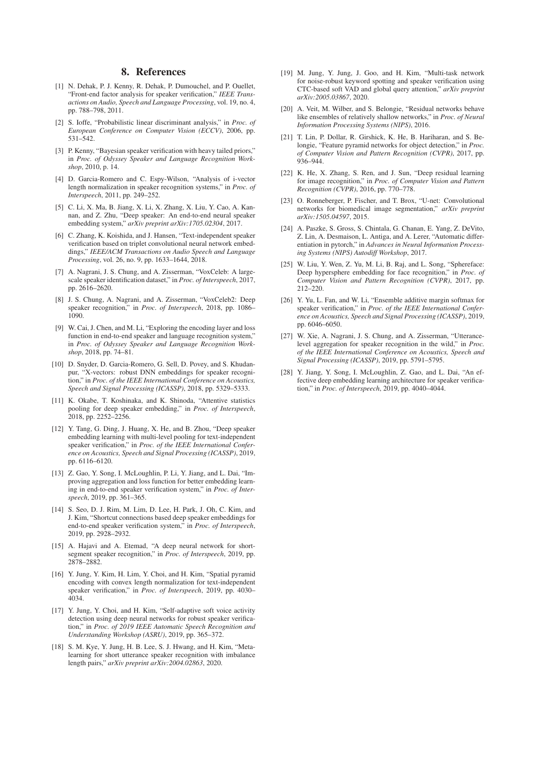## 8. References

[1] N. Dehak, P. J. Kenny, R. Dehak, P. Dumouchel, and P. Ouellet, "Front-end factor analysis for speaker verification," *IEEE Transactions on Audio, Speech and Language Processing*, vol. 19, no. 4, pp. 788–798, 2011.

[2] S. Ioffe, "Probabilistic linear discriminant analysis," in *Proc. of European Conference on Computer Vision (ECCV)*, 2006, pp. 531–542.

[3] P. Kenny, "Bayesian speaker verification with heavy tailed priors," in *Proc. of Odyssey Speaker and Language Recognition Workshop*, 2010, p. 14.

[4] D. Garcia-Romero and C. Espy-Wilson, "Analysis of i-vector length normalization in speaker recognition systems," in *Proc. of Interspeech*, 2011, pp. 249–252.

[5] C. Li, X. Ma, B. Jiang, X. Li, X. Zhang, X. Liu, Y. Cao, A. Kannan, and Z. Zhu, "Deep speaker: An end-to-end neural speaker embedding system," *arXiv preprint arXiv:1705.02304*, 2017.

[6] C. Zhang, K. Koishida, and J. Hansen, "Text-independent speaker verification based on triplet convolutional neural network embeddings," *IEEE/ACM Transactions on Audio Speech and Language Processing*, vol. 26, no. 9, pp. 1633–1644, 2018.

[7] A. Nagrani, J. S. Chung, and A. Zisserman, "VoxCeleb: A large-scale speaker identification dataset," in *Proc. of Interspeech*, 2017, pp. 2616–2620.

[8] J. S. Chung, A. Nagrani, and A. Zisserman, "VoxCeleb2: Deep speaker recognition," in *Proc. of Interspeech*, 2018, pp. 1086–1090.

[9] W. Cai, J. Chen, and M. Li, "Exploring the encoding layer and loss function in end-to-end speaker and language recognition system," in *Proc. of Odyssey Speaker and Language Recognition Workshop*, 2018, pp. 74–81.

[10] D. Snyder, D. Garcia-Romero, G. Sell, D. Povey, and S. Khudanpur, "X-vectors: robust DNN embeddings for speaker recognition," in *Proc. of the IEEE International Conference on Acoustics, Speech and Signal Processing (ICASSP)*, 2018, pp. 5329–5333.

[11] K. Okabe, T. Koshinaka, and K. Shinoda, "Attentive statistics pooling for deep speaker embedding," in *Proc. of Interspeech*, 2018, pp. 2252–2256.

[12] Y. Tang, G. Ding, J. Huang, X. He, and B. Zhou, "Deep speaker embedding learning with multi-level pooling for text-independent speaker verification," in *Proc. of the IEEE International Conference on Acoustics, Speech and Signal Processing (ICASSP)*, 2019, pp. 6116–6120.

[13] Z. Gao, Y. Song, I. McLoughlin, P. Li, Y. Jiang, and L. Dai, "Improving aggregation and loss function for better embedding learning in end-to-end speaker verification system," in *Proc. of Interspeech*, 2019, pp. 361–365.

[14] S. Seo, D. J. Rim, M. Lim, D. Lee, H. Park, J. Oh, C. Kim, and J. Kim, "Shortcut connections based deep speaker embeddings for end-to-end speaker verification system," in *Proc. of Interspeech*, 2019, pp. 2928–2932.

[15] A. Hajavi and A. Etemad, "A deep neural network for short-segment speaker recognition," in *Proc. of Interspeech*, 2019, pp. 2878–2882.

[16] Y. Jung, Y. Kim, H. Lim, Y. Choi, and H. Kim, "Spatial pyramid encoding with convex length normalization for text-independent speaker verification," in *Proc. of Interspeech*, 2019, pp. 4030–4034.

[17] Y. Jung, Y. Choi, and H. Kim, "Self-adaptive soft voice activity detection using deep neural networks for robust speaker verification," in *Proc. of 2019 IEEE Automatic Speech Recognition and Understanding Workshop (ASRU)*, 2019, pp. 365–372.

[18] S. M. Kye, Y. Jung, H. B. Lee, S. J. Hwang, and H. Kim, "Meta-learning for short utterance speaker recognition with imbalance length pairs," *arXiv preprint arXiv:2004.02863*, 2020.

[19] M. Jung, Y. Jung, J. Goo, and H. Kim, "Multi-task network for noise-robust keyword spotting and speaker verification using CTC-based soft VAD and global query attention," *arXiv preprint arXiv:2005.03867*, 2020.

[20] A. Veit, M. Wilber, and S. Belongie, "Residual networks behave like ensembles of relatively shallow networks," in *Proc. of Neural Information Processing Systems (NIPS)*, 2016.

[21] T. Lin, P. Dollar, R. Girshick, K. He, B. Hariharan, and S. Belongie, "Feature pyramid networks for object detection," in *Proc. of Computer Vision and Pattern Recognition (CVPR)*, 2017, pp. 936–944.

[22] K. He, X. Zhang, S. Ren, and J. Sun, "Deep residual learning for image recognition," in *Proc. of Computer Vision and Pattern Recognition (CVPR)*, 2016, pp. 770–778.

[23] O. Ronneberger, P. Fischer, and T. Brox, "U-net: Convolutional networks for biomedical image segmentation," *arXiv preprint arXiv:1505.04597*, 2015.

[24] A. Paszke, S. Gross, S. Chintala, G. Chanan, E. Yang, Z. DeVito, Z. Lin, A. Desmaison, L. Antiga, and A. Lerer, "Automatic differentiation in pytorch," in *Advances in Neural Information Processing Systems (NIPS) Autodiff Workshop*, 2017.

[25] W. Liu, Y. Wen, Z. Yu, M. Li, B. Raj, and L. Song, "Sphereface: Deep hypersphere embedding for face recognition," in *Proc. of Computer Vision and Pattern Recognition (CVPR)*, 2017, pp. 212–220.

[26] Y. Yu, L. Fan, and W. Li, "Ensemble additive margin softmax for speaker verification," in *Proc. of the IEEE International Conference on Acoustics, Speech and Signal Processing (ICASSP)*, 2019, pp. 6046–6050.

[27] W. Xie, A. Nagrani, J. S. Chung, and A. Zisserman, "Utterance-level aggregation for speaker recognition in the wild," in *Proc. of the IEEE International Conference on Acoustics, Speech and Signal Processing (ICASSP)*, 2019, pp. 5791–5795.

[28] Y. Jiang, Y. Song, I. McLoughlin, Z. Gao, and L. Dai, "An effective deep embedding learning architecture for speaker verification," in *Proc. of Interspeech*, 2019, pp. 4040–4044.